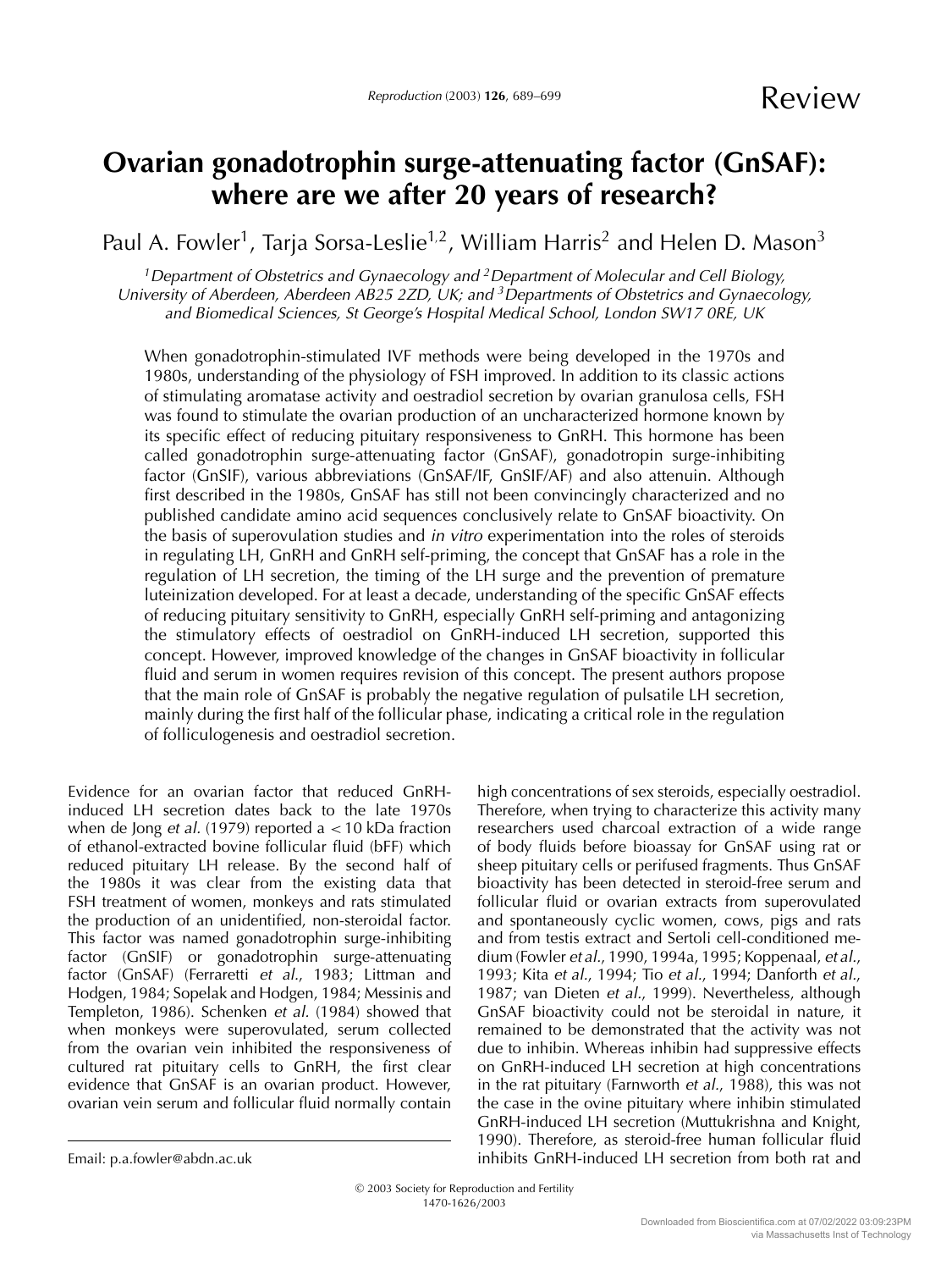Review

# Ovarian gonadotrophin surge-attenuating factor (GnSAF): where are we after 20 years of research?

Paul A. Fowler[1], Tarja Sorsa-Leslie[1,2], William Harris[2] and Helen D. Mason[3]

[1]Department of Obstetrics and Gynaecology and [2]Department of Molecular and Cell Biology, University of Aberdeen, Aberdeen AB25 2ZD, UK; and [3]Departments of Obstetrics and Gynaecology, and Biomedical Sciences, St George's Hospital Medical School, London SW17 0RE, UK

When gonadotrophin-stimulated IVF methods were being developed in the 1970s and 1980s, understanding of the physiology of FSH improved. In addition to its classic actions of stimulating aromatase activity and oestradiol secretion by ovarian granulosa cells, FSH was found to stimulate the ovarian production of an uncharacterized hormone known by its specific effect of reducing pituitary responsiveness to GnRH. This hormone has been called gonadotrophin surge-attenuating factor (GnSAF), gonadotropin surge-inhibiting factor (GnSIF), various abbreviations (GnSAF/IF, GnSIF/AF) and also attenuin. Although first described in the 1980s, GnSAF has still not been convincingly characterized and no published candidate amino acid sequences conclusively relate to GnSAF bioactivity. On the basis of superovulation studies and *in vitro* experimentation into the roles of steroids in regulating LH, GnRH and GnRH self-priming, the concept that GnSAF has a role in the regulation of LH secretion, the timing of the LH surge and the prevention of premature luteinization developed. For at least a decade, understanding of the specific GnSAF effects of reducing pituitary sensitivity to GnRH, especially GnRH self-priming and antagonizing the stimulatory effects of oestradiol on GnRH-induced LH secretion, supported this concept. However, improved knowledge of the changes in GnSAF bioactivity in follicular fluid and serum in women requires revision of this concept. The present authors propose that the main role of GnSAF is probably the negative regulation of pulsatile LH secretion, mainly during the first half of the follicular phase, indicating a critical role in the regulation of folliculogenesis and oestradiol secretion.

Evidence for an ovarian factor that reduced GnRH-induced LH secretion dates back to the late 1970s when de Jong *et al.* (1979) reported a < 10 kDa fraction of ethanol-extracted bovine follicular fluid (bFF) which reduced pituitary LH release. By the second half of the 1980s it was clear from the existing data that FSH treatment of women, monkeys and rats stimulated the production of an unidentified, non-steroidal factor. This factor was named gonadotrophin surge-inhibiting factor (GnSIF) or gonadotrophin surge-attenuating factor (GnSAF) (Ferraretti *et al.*, 1983; Littman and Hodgen, 1984; Sopelak and Hodgen, 1984; Messinis and Templeton, 1986). Schenken *et al.* (1984) showed that when monkeys were superovulated, serum collected from the ovarian vein inhibited the responsiveness of cultured rat pituitary cells to GnRH, the first clear evidence that GnSAF is an ovarian product. However, ovarian vein serum and follicular fluid normally contain high concentrations of sex steroids, especially oestradiol. Therefore, when trying to characterize this activity many researchers used charcoal extraction of a wide range of body fluids before bioassay for GnSAF using rat or sheep pituitary cells or perifused fragments. Thus GnSAF bioactivity has been detected in steroid-free serum and follicular fluid or ovarian extracts from superovulated and spontaneously cyclic women, cows, pigs and rats and from testis extract and Sertoli cell-conditioned medium (Fowler *et al.*, 1990, 1994a, 1995; Koppenaal, *et al.*, 1993; Kita *et al.*, 1994; Tio *et al.*, 1994; Danforth *et al.*, 1987; van Dieten *et al.*, 1999). Nevertheless, although GnSAF bioactivity could not be steroidal in nature, it remained to be demonstrated that the activity was not due to inhibin. Whereas inhibin had suppressive effects on GnRH-induced LH secretion at high concentrations in the rat pituitary (Farnworth *et al.*, 1988), this was not the case in the ovine pituitary where inhibin stimulated GnRH-induced LH secretion (Muttukrishna and Knight, 1990). Therefore, as steroid-free human follicular fluid inhibits GnRH-induced LH secretion from both rat and

Email: p.a.fowler@abdn.ac.uk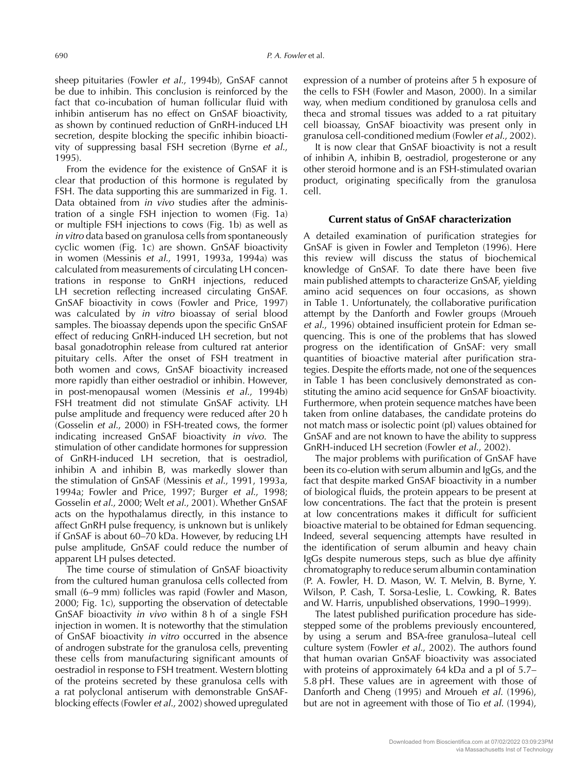sheep pituitaries (Fowler *et al.*, 1994b), GnSAF cannot be due to inhibin. This conclusion is reinforced by the fact that co-incubation of human follicular fluid with inhibin antiserum has no effect on GnSAF bioactivity, as shown by continued reduction of GnRH-induced LH secretion, despite blocking the specific inhibin bioactivity of suppressing basal FSH secretion (Byrne *et al.*, 1995).

From the evidence for the existence of GnSAF it is clear that production of this hormone is regulated by FSH. The data supporting this are summarized in Fig. 1. Data obtained from *in vivo* studies after the administration of a single FSH injection to women (Fig. 1a) or multiple FSH injections to cows (Fig. 1b) as well as *in vitro* data based on granulosa cells from spontaneously cyclic women (Fig. 1c) are shown. GnSAF bioactivity in women (Messinis *et al.*, 1991, 1993a, 1994a) was calculated from measurements of circulating LH concentrations in response to GnRH injections, reduced LH secretion reflecting increased circulating GnSAF. GnSAF bioactivity in cows (Fowler and Price, 1997) was calculated by *in vitro* bioassay of serial blood samples. The bioassay depends upon the specific GnSAF effect of reducing GnRH-induced LH secretion, but not basal gonadotrophin release from cultured rat anterior pituitary cells. After the onset of FSH treatment in both women and cows, GnSAF bioactivity increased more rapidly than either oestradiol or inhibin. However, in post-menopausal women (Messinis *et al.*, 1994b) FSH treatment did not stimulate GnSAF activity. LH pulse amplitude and frequency were reduced after 20 h (Gosselin *et al.*, 2000) in FSH-treated cows, the former indicating increased GnSAF bioactivity *in vivo*. The stimulation of other candidate hormones for suppression of GnRH-induced LH secretion, that is oestradiol, inhibin A and inhibin B, was markedly slower than the stimulation of GnSAF (Messinis *et al.*, 1991, 1993a, 1994a; Fowler and Price, 1997; Burger *et al.*, 1998; Gosselin *et al.*, 2000; Welt *et al.*, 2001). Whether GnSAF acts on the hypothalamus directly, in this instance to affect GnRH pulse frequency, is unknown but is unlikely if GnSAF is about 60–70 kDa. However, by reducing LH pulse amplitude, GnSAF could reduce the number of apparent LH pulses detected.

The time course of stimulation of GnSAF bioactivity from the cultured human granulosa cells collected from small (6–9 mm) follicles was rapid (Fowler and Mason, 2000; Fig. 1c), supporting the observation of detectable GnSAF bioactivity *in vivo* within 8 h of a single FSH injection in women. It is noteworthy that the stimulation of GnSAF bioactivity *in vitro* occurred in the absence of androgen substrate for the granulosa cells, preventing these cells from manufacturing significant amounts of oestradiol in response to FSH treatment. Western blotting of the proteins secreted by these granulosa cells with a rat polyclonal antiserum with demonstrable GnSAF-blocking effects (Fowler *et al.*, 2002) showed upregulated expression of a number of proteins after 5 h exposure of the cells to FSH (Fowler and Mason, 2000). In a similar way, when medium conditioned by granulosa cells and theca and stromal tissues was added to a rat pituitary cell bioassay, GnSAF bioactivity was present only in granulosa cell-conditioned medium (Fowler *et al.*, 2002).

It is now clear that GnSAF bioactivity is not a result of inhibin A, inhibin B, oestradiol, progesterone or any other steroid hormone and is an FSH-stimulated ovarian product, originating specifically from the granulosa cell.

## Current status of GnSAF characterization

A detailed examination of purification strategies for GnSAF is given in Fowler and Templeton (1996). Here this review will discuss the status of biochemical knowledge of GnSAF. To date there have been five main published attempts to characterize GnSAF, yielding amino acid sequences on four occasions, as shown in Table 1. Unfortunately, the collaborative purification attempt by the Danforth and Fowler groups (Mroueh *et al.*, 1996) obtained insufficient protein for Edman sequencing. This is one of the problems that has slowed progress on the identification of GnSAF: very small quantities of bioactive material after purification strategies. Despite the efforts made, not one of the sequences in Table 1 has been conclusively demonstrated as constituting the amino acid sequence for GnSAF bioactivity. Furthermore, when protein sequence matches have been taken from online databases, the candidate proteins do not match mass or isolectic point (pI) values obtained for GnSAF and are not known to have the ability to suppress GnRH-induced LH secretion (Fowler *et al.*, 2002).

The major problems with purification of GnSAF have been its co-elution with serum albumin and IgGs, and the fact that despite marked GnSAF bioactivity in a number of biological fluids, the protein appears to be present at low concentrations. The fact that the protein is present at low concentrations makes it difficult for sufficient bioactive material to be obtained for Edman sequencing. Indeed, several sequencing attempts have resulted in the identification of serum albumin and heavy chain IgGs despite numerous steps, such as blue dye affinity chromatography to reduce serum albumin contamination (P. A. Fowler, H. D. Mason, W. T. Melvin, B. Byrne, Y. Wilson, P. Cash, T. Sorsa-Leslie, L. Cowking, R. Bates and W. Harris, unpublished observations, 1990–1999).

The latest published purification procedure has sidestepped some of the problems previously encountered, by using a serum and BSA-free granulosa–luteal cell culture system (Fowler *et al.*, 2002). The authors found that human ovarian GnSAF bioactivity was associated with proteins of approximately 64 kDa and a pI of 5.7–5.8 pH. These values are in agreement with those of Danforth and Cheng (1995) and Mroueh *et al.* (1996), but are not in agreement with those of Tio *et al.* (1994),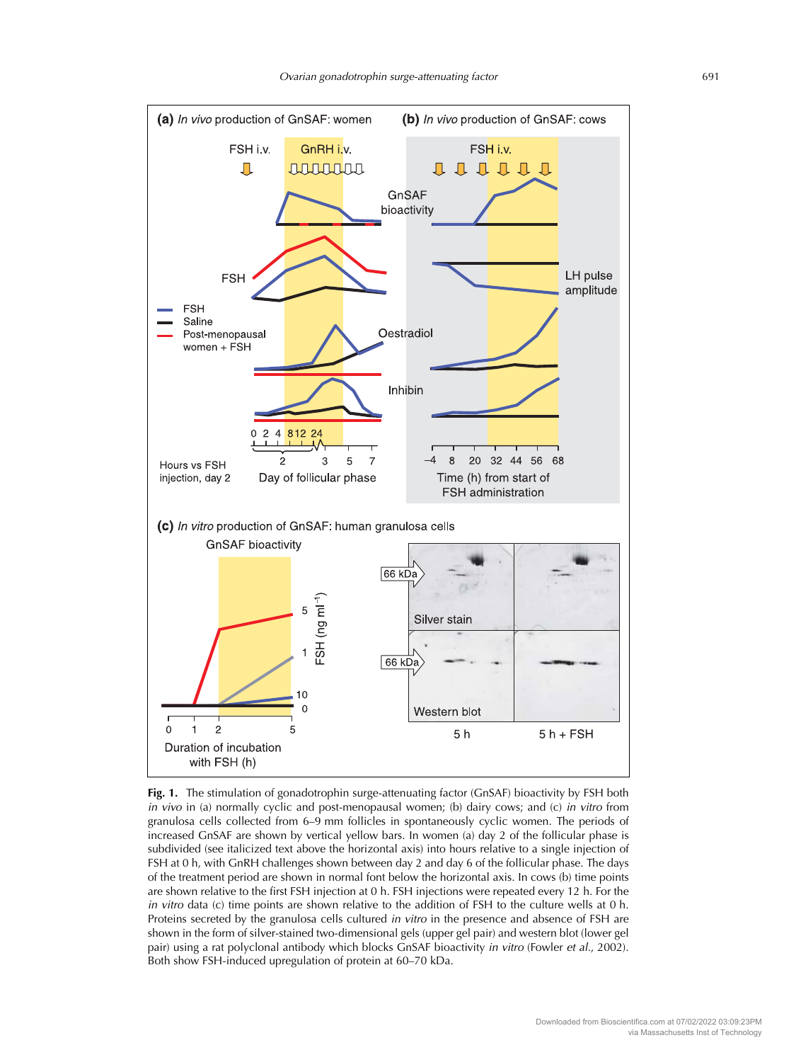**Fig. 1.** The stimulation of gonadotrophin surge-attenuating factor (GnSAF) bioactivity by FSH both *in vivo* in (a) normally cyclic and post-menopausal women; (b) dairy cows; and (c) *in vitro* from granulosa cells collected from 6–9 mm follicles in spontaneously cyclic women. The periods of increased GnSAF are shown by vertical yellow bars. In women (a) day 2 of the follicular phase is subdivided (see italicized text above the horizontal axis) into hours relative to a single injection of FSH at 0 h, with GnRH challenges shown between day 2 and day 6 of the follicular phase. The days of the treatment period are shown in normal font below the horizontal axis. In cows (b) time points are shown relative to the first FSH injection at 0 h. FSH injections were repeated every 12 h. For the *in vitro* data (c) time points are shown relative to the addition of FSH to the culture wells at 0 h. Proteins secreted by the granulosa cells cultured *in vitro* in the presence and absence of FSH are shown in the form of silver-stained two-dimensional gels (upper gel pair) and western blot (lower gel pair) using a rat polyclonal antibody which blocks GnSAF bioactivity *in vitro* (Fowler *et al.*, 2002). Both show FSH-induced upregulation of protein at 60–70 kDa.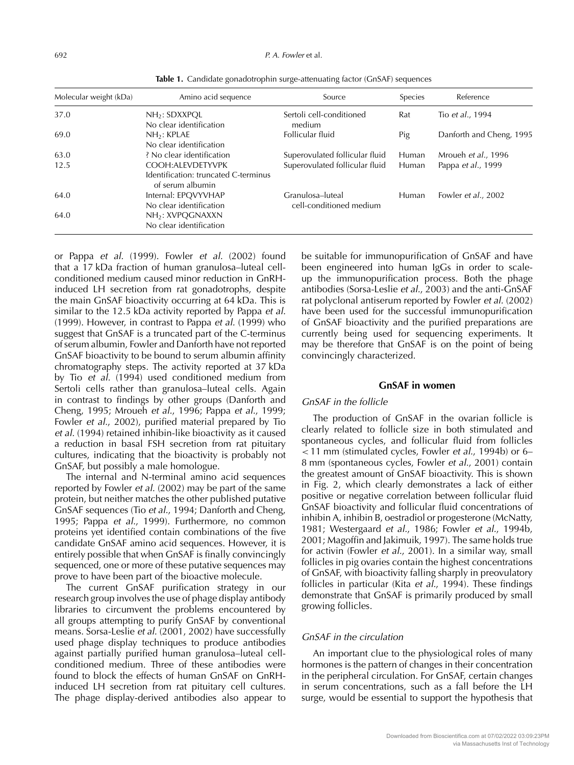**Table 1.** Candidate gonadotrophin surge-attenuating factor (GnSAF) sequences

| Molecular weight (kDa) | Amino acid sequence | Source | Species | Reference |
|---|---|---|---|---|
| 37.0 | $NH_2$: SDXXPQL<br>No clear identification | Sertoli cell-conditioned medium | Rat | Tio *et al.*, 1994 |
| 69.0 | $NH_2$: KPLAE<br>No clear identification | Follicular fluid | Pig | Danforth and Cheng, 1995 |
| 63.0 | ? No clear identification | Superovulated follicular fluid | Human | Mroueh *et al.*, 1996 |
| 12.5 | COOH:ALEVDETYVPK<br>Identification: truncated C-terminus of serum albumin | Superovulated follicular fluid | Human | Pappa *et al.*, 1999 |
| 64.0 | Internal: EPQVYVHAP<br>No clear identification | Granulosa–luteal cell-conditioned medium | Human | Fowler *et al.*, 2002 |
| 64.0 | $NH_2$: XVPQGNAXXN<br>No clear identification | | | |

or Pappa *et al.* (1999). Fowler *et al.* (2002) found that a 17 kDa fraction of human granulosa–luteal cell-conditioned medium caused minor reduction in GnRH-induced LH secretion from rat gonadotrophs, despite the main GnSAF bioactivity occurring at 64 kDa. This is similar to the 12.5 kDa activity reported by Pappa *et al.* (1999). However, in contrast to Pappa *et al.* (1999) who suggest that GnSAF is a truncated part of the C-terminus of serum albumin, Fowler and Danforth have not reported GnSAF bioactivity to be bound to serum albumin affinity chromatography steps. The activity reported at 37 kDa by Tio *et al.* (1994) used conditioned medium from Sertoli cells rather than granulosa–luteal cells. Again in contrast to findings by other groups (Danforth and Cheng, 1995; Mroueh *et al.*, 1996; Pappa *et al.*, 1999; Fowler *et al.*, 2002), purified material prepared by Tio *et al.* (1994) retained inhibin-like bioactivity as it caused a reduction in basal FSH secretion from rat pituitary cultures, indicating that the bioactivity is probably not GnSAF, but possibly a male homologue.

The internal and N-terminal amino acid sequences reported by Fowler *et al.* (2002) may be part of the same protein, but neither matches the other published putative GnSAF sequences (Tio *et al.*, 1994; Danforth and Cheng, 1995; Pappa *et al.*, 1999). Furthermore, no common proteins yet identified contain combinations of the five candidate GnSAF amino acid sequences. However, it is entirely possible that when GnSAF is finally convincingly sequenced, one or more of these putative sequences may prove to have been part of the bioactive molecule.

The current GnSAF purification strategy in our research group involves the use of phage display antibody libraries to circumvent the problems encountered by all groups attempting to purify GnSAF by conventional means. Sorsa-Leslie *et al.* (2001, 2002) have successfully used phage display techniques to produce antibodies against partially purified human granulosa–luteal cell-conditioned medium. Three of these antibodies were found to block the effects of human GnSAF on GnRH-induced LH secretion from rat pituitary cell cultures. The phage display-derived antibodies also appear to be suitable for immunopurification of GnSAF and have been engineered into human IgGs in order to scale-up the immunopurification process. Both the phage antibodies (Sorsa-Leslie *et al.*, 2003) and the anti-GnSAF rat polyclonal antiserum reported by Fowler *et al.* (2002) have been used for the successful immunopurification of GnSAF bioactivity and the purified preparations are currently being used for sequencing experiments. It may be therefore that GnSAF is on the point of being convincingly characterized.

## GnSAF in women

### *GnSAF in the follicle*

The production of GnSAF in the ovarian follicle is clearly related to follicle size in both stimulated and spontaneous cycles, and follicular fluid from follicles < 11 mm (stimulated cycles, Fowler *et al.*, 1994b) or 6–8 mm (spontaneous cycles, Fowler *et al.*, 2001) contain the greatest amount of GnSAF bioactivity. This is shown in Fig. 2, which clearly demonstrates a lack of either positive or negative correlation between follicular fluid GnSAF bioactivity and follicular fluid concentrations of inhibin A, inhibin B, oestradiol or progesterone (McNatty, 1981; Westergaard *et al.*, 1986; Fowler *et al.*, 1994b, 2001; Magoffin and Jakimuik, 1997). The same holds true for activin (Fowler *et al.*, 2001). In a similar way, small follicles in pig ovaries contain the highest concentrations of GnSAF, with bioactivity falling sharply in preovulatory follicles in particular (Kita *et al.*, 1994). These findings demonstrate that GnSAF is primarily produced by small growing follicles.

### *GnSAF in the circulation*

An important clue to the physiological roles of many hormones is the pattern of changes in their concentration in the peripheral circulation. For GnSAF, certain changes in serum concentrations, such as a fall before the LH surge, would be essential to support the hypothesis that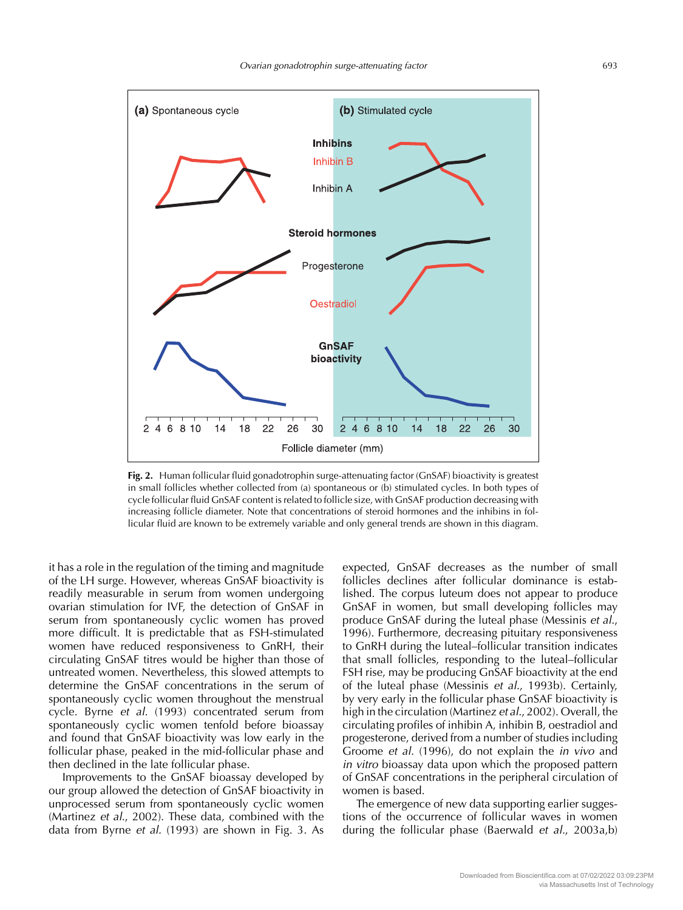**Fig. 2.** Human follicular fluid gonadotrophin surge-attenuating factor (GnSAF) bioactivity is greatest in small follicles whether collected from (a) spontaneous or (b) stimulated cycles. In both types of cycle follicular fluid GnSAF content is related to follicle size, with GnSAF production decreasing with increasing follicle diameter. Note that concentrations of steroid hormones and the inhibins in follicular fluid are known to be extremely variable and only general trends are shown in this diagram.

it has a role in the regulation of the timing and magnitude of the LH surge. However, whereas GnSAF bioactivity is readily measurable in serum from women undergoing ovarian stimulation for IVF, the detection of GnSAF in serum from spontaneously cyclic women has proved more difficult. It is predictable that as FSH-stimulated women have reduced responsiveness to GnRH, their circulating GnSAF titres would be higher than those of untreated women. Nevertheless, this slowed attempts to determine the GnSAF concentrations in the serum of spontaneously cyclic women throughout the menstrual cycle. Byrne *et al.* (1993) concentrated serum from spontaneously cyclic women tenfold before bioassay and found that GnSAF bioactivity was low early in the follicular phase, peaked in the mid-follicular phase and then declined in the late follicular phase.

Improvements to the GnSAF bioassay developed by our group allowed the detection of GnSAF bioactivity in unprocessed serum from spontaneously cyclic women (Martinez *et al.*, 2002). These data, combined with the data from Byrne *et al.* (1993) are shown in Fig. 3. As expected, GnSAF decreases as the number of small follicles declines after follicular dominance is established. The corpus luteum does not appear to produce GnSAF in women, but small developing follicles may produce GnSAF during the luteal phase (Messinis *et al.*, 1996). Furthermore, decreasing pituitary responsiveness to GnRH during the luteal–follicular transition indicates that small follicles, responding to the luteal–follicular FSH rise, may be producing GnSAF bioactivity at the end of the luteal phase (Messinis *et al.*, 1993b). Certainly, by very early in the follicular phase GnSAF bioactivity is high in the circulation (Martinez *et al.*, 2002). Overall, the circulating profiles of inhibin A, inhibin B, oestradiol and progesterone, derived from a number of studies including Groome *et al.* (1996), do not explain the *in vivo* and *in vitro* bioassay data upon which the proposed pattern of GnSAF concentrations in the peripheral circulation of women is based.

The emergence of new data supporting earlier suggestions of the occurrence of follicular waves in women during the follicular phase (Baerwald *et al.*, 2003a,b)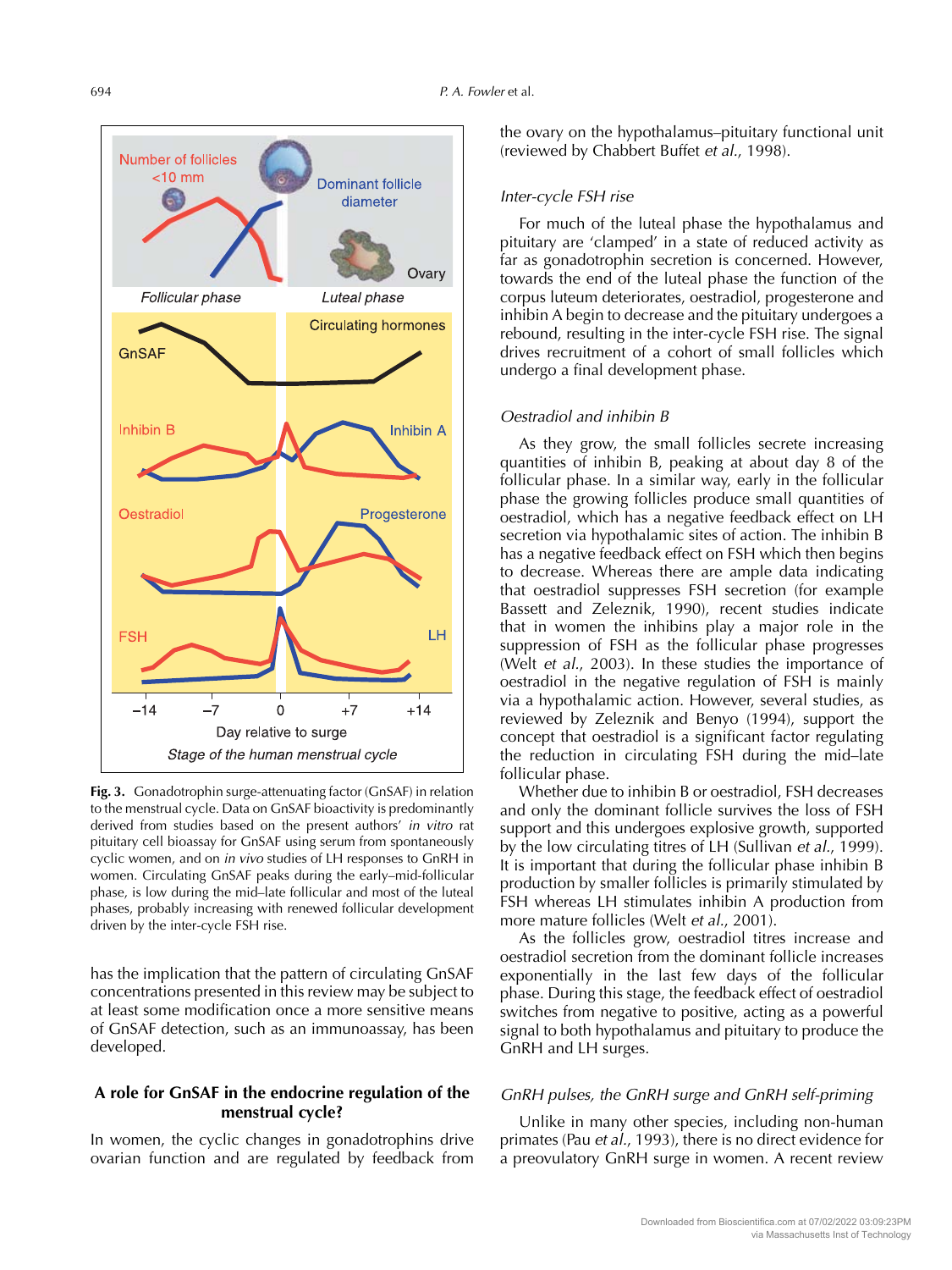**Fig. 3.** Gonadotrophin surge-attenuating factor (GnSAF) in relation to the menstrual cycle. Data on GnSAF bioactivity is predominantly derived from studies based on the present authors' *in vitro* rat pituitary cell bioassay for GnSAF using serum from spontaneously cyclic women, and on *in vivo* studies of LH responses to GnRH in women. Circulating GnSAF peaks during the early–mid-follicular phase, is low during the mid–late follicular and most of the luteal phases, probably increasing with renewed follicular development driven by the inter-cycle FSH rise.

has the implication that the pattern of circulating GnSAF concentrations presented in this review may be subject to at least some modification once a more sensitive means of GnSAF detection, such as an immunoassay, has been developed.

## A role for GnSAF in the endocrine regulation of the menstrual cycle?

In women, the cyclic changes in gonadotrophins drive ovarian function and are regulated by feedback from the ovary on the hypothalamus–pituitary functional unit (reviewed by Chabbert Buffet *et al.*, 1998).

### *Inter-cycle FSH rise*

For much of the luteal phase the hypothalamus and pituitary are 'clamped' in a state of reduced activity as far as gonadotrophin secretion is concerned. However, towards the end of the luteal phase the function of the corpus luteum deteriorates, oestradiol, progesterone and inhibin A begin to decrease and the pituitary undergoes a rebound, resulting in the inter-cycle FSH rise. The signal drives recruitment of a cohort of small follicles which undergo a final development phase.

### *Oestradiol and inhibin B*

As they grow, the small follicles secrete increasing quantities of inhibin B, peaking at about day 8 of the follicular phase. In a similar way, early in the follicular phase the growing follicles produce small quantities of oestradiol, which has a negative feedback effect on LH secretion via hypothalamic sites of action. The inhibin B has a negative feedback effect on FSH which then begins to decrease. Whereas there are ample data indicating that oestradiol suppresses FSH secretion (for example Bassett and Zeleznik, 1990), recent studies indicate that in women the inhibins play a major role in the suppression of FSH as the follicular phase progresses (Welt *et al.*, 2003). In these studies the importance of oestradiol in the negative regulation of FSH is mainly via a hypothalamic action. However, several studies, as reviewed by Zeleznik and Benyo (1994), support the concept that oestradiol is a significant factor regulating the reduction in circulating FSH during the mid–late follicular phase.

Whether due to inhibin B or oestradiol, FSH decreases and only the dominant follicle survives the loss of FSH support and this undergoes explosive growth, supported by the low circulating titres of LH (Sullivan *et al.*, 1999). It is important that during the follicular phase inhibin B production by smaller follicles is primarily stimulated by FSH whereas LH stimulates inhibin A production from more mature follicles (Welt *et al.*, 2001).

As the follicles grow, oestradiol titres increase and oestradiol secretion from the dominant follicle increases exponentially in the last few days of the follicular phase. During this stage, the feedback effect of oestradiol switches from negative to positive, acting as a powerful signal to both hypothalamus and pituitary to produce the GnRH and LH surges.

### *GnRH pulses, the GnRH surge and GnRH self-priming*

Unlike in many other species, including non-human primates (Pau *et al.*, 1993), there is no direct evidence for a preovulatory GnRH surge in women. A recent review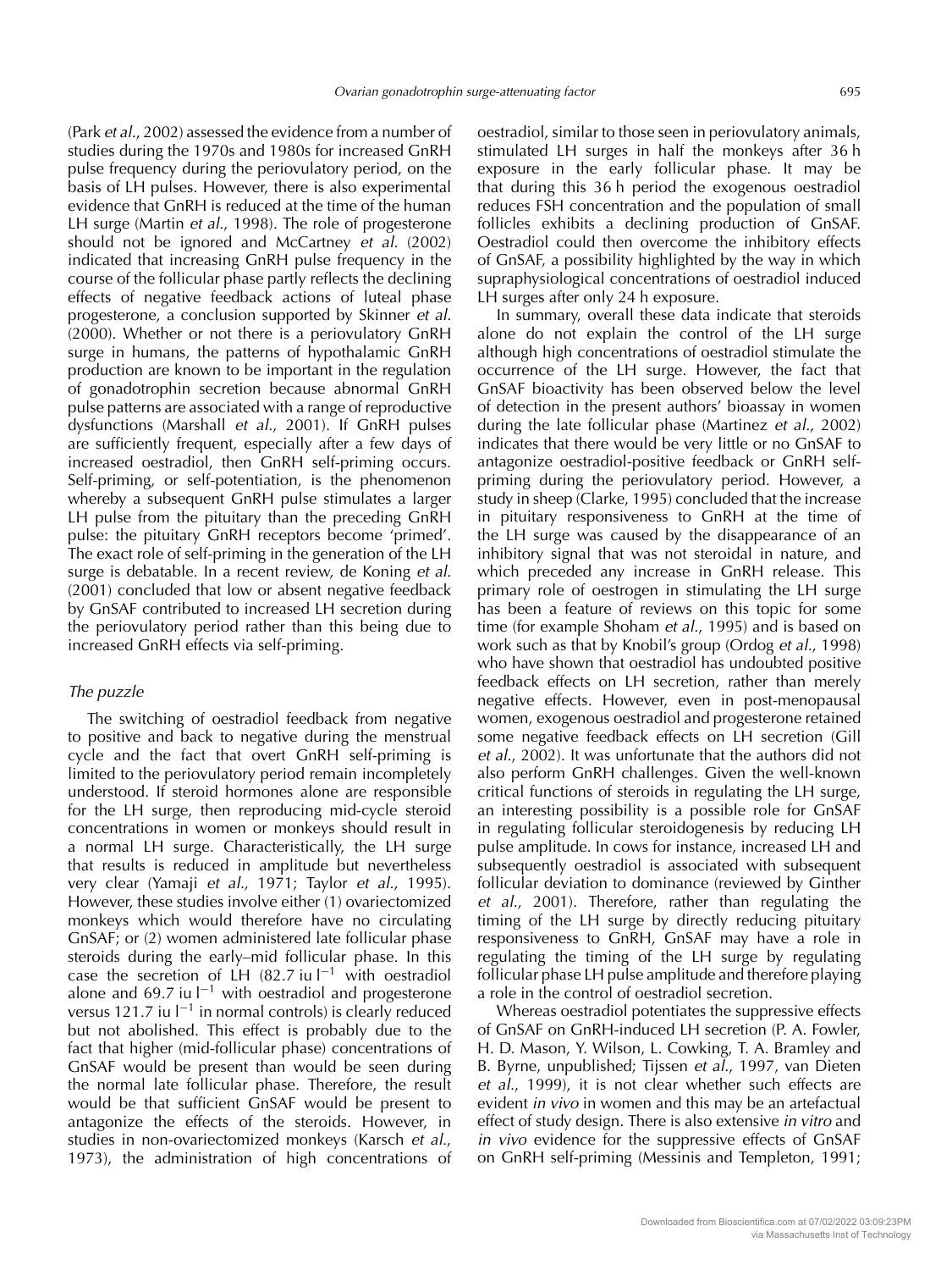(Park *et al.*, 2002) assessed the evidence from a number of studies during the 1970s and 1980s for increased GnRH pulse frequency during the periovulatory period, on the basis of LH pulses. However, there is also experimental evidence that GnRH is reduced at the time of the human LH surge (Martin *et al.*, 1998). The role of progesterone should not be ignored and McCartney *et al.* (2002) indicated that increasing GnRH pulse frequency in the course of the follicular phase partly reflects the declining effects of negative feedback actions of luteal phase progesterone, a conclusion supported by Skinner *et al.* (2000). Whether or not there is a periovulatory GnRH surge in humans, the patterns of hypothalamic GnRH production are known to be important in the regulation of gonadotrophin secretion because abnormal GnRH pulse patterns are associated with a range of reproductive dysfunctions (Marshall *et al.*, 2001). If GnRH pulses are sufficiently frequent, especially after a few days of increased oestradiol, then GnRH self-priming occurs. Self-priming, or self-potentiation, is the phenomenon whereby a subsequent GnRH pulse stimulates a larger LH pulse from the pituitary than the preceding GnRH pulse: the pituitary GnRH receptors become 'primed'. The exact role of self-priming in the generation of the LH surge is debatable. In a recent review, de Koning *et al.* (2001) concluded that low or absent negative feedback by GnSAF contributed to increased LH secretion during the periovulatory period rather than this being due to increased GnRH effects via self-priming.

### *The puzzle*

The switching of oestradiol feedback from negative to positive and back to negative during the menstrual cycle and the fact that overt GnRH self-priming is limited to the periovulatory period remain incompletely understood. If steroid hormones alone are responsible for the LH surge, then reproducing mid-cycle steroid concentrations in women or monkeys should result in a normal LH surge. Characteristically, the LH surge that results is reduced in amplitude but nevertheless very clear (Yamaji *et al.*, 1971; Taylor *et al.*, 1995). However, these studies involve either (1) ovariectomized monkeys which would therefore have no circulating GnSAF; or (2) women administered late follicular phase steroids during the early–mid follicular phase. In this case the secretion of LH (82.7 iu $l^{-1}$ with oestradiol alone and 69.7 iu $l^{-1}$ with oestradiol and progesterone versus 121.7 iu $l^{-1}$ in normal controls) is clearly reduced but not abolished. This effect is probably due to the fact that higher (mid-follicular phase) concentrations of GnSAF would be present than would be seen during the normal late follicular phase. Therefore, the result would be that sufficient GnSAF would be present to antagonize the effects of the steroids. However, in studies in non-ovariectomized monkeys (Karsch *et al.*, 1973), the administration of high concentrations of oestradiol, similar to those seen in periovulatory animals, stimulated LH surges in half the monkeys after 36 h exposure in the early follicular phase. It may be that during this 36 h period the exogenous oestradiol reduces FSH concentration and the population of small follicles exhibits a declining production of GnSAF. Oestradiol could then overcome the inhibitory effects of GnSAF, a possibility highlighted by the way in which supraphysiological concentrations of oestradiol induced LH surges after only 24 h exposure.

In summary, overall these data indicate that steroids alone do not explain the control of the LH surge although high concentrations of oestradiol stimulate the occurrence of the LH surge. However, the fact that GnSAF bioactivity has been observed below the level of detection in the present authors' bioassay in women during the late follicular phase (Martinez *et al.*, 2002) indicates that there would be very little or no GnSAF to antagonize oestradiol-positive feedback or GnRH self-priming during the periovulatory period. However, a study in sheep (Clarke, 1995) concluded that the increase in pituitary responsiveness to GnRH at the time of the LH surge was caused by the disappearance of an inhibitory signal that was not steroidal in nature, and which preceded any increase in GnRH release. This primary role of oestrogen in stimulating the LH surge has been a feature of reviews on this topic for some time (for example Shoham *et al.*, 1995) and is based on work such as that by Knobil's group (Ordog *et al.*, 1998) who have shown that oestradiol has undoubted positive feedback effects on LH secretion, rather than merely negative effects. However, even in post-menopausal women, exogenous oestradiol and progesterone retained some negative feedback effects on LH secretion (Gill *et al.*, 2002). It was unfortunate that the authors did not also perform GnRH challenges. Given the well-known critical functions of steroids in regulating the LH surge, an interesting possibility is a possible role for GnSAF in regulating follicular steroidogenesis by reducing LH pulse amplitude. In cows for instance, increased LH and subsequently oestradiol is associated with subsequent follicular deviation to dominance (reviewed by Ginther *et al.*, 2001). Therefore, rather than regulating the timing of the LH surge by directly reducing pituitary responsiveness to GnRH, GnSAF may have a role in regulating the timing of the LH surge by regulating follicular phase LH pulse amplitude and therefore playing a role in the control of oestradiol secretion.

Whereas oestradiol potentiates the suppressive effects of GnSAF on GnRH-induced LH secretion (P. A. Fowler, H. D. Mason, Y. Wilson, L. Cowking, T. A. Bramley and B. Byrne, unpublished; Tijssen *et al.*, 1997, van Dieten *et al.*, 1999), it is not clear whether such effects are evident *in vivo* in women and this may be an artefactual effect of study design. There is also extensive *in vitro* and *in vivo* evidence for the suppressive effects of GnSAF on GnRH self-priming (Messinis and Templeton, 1991;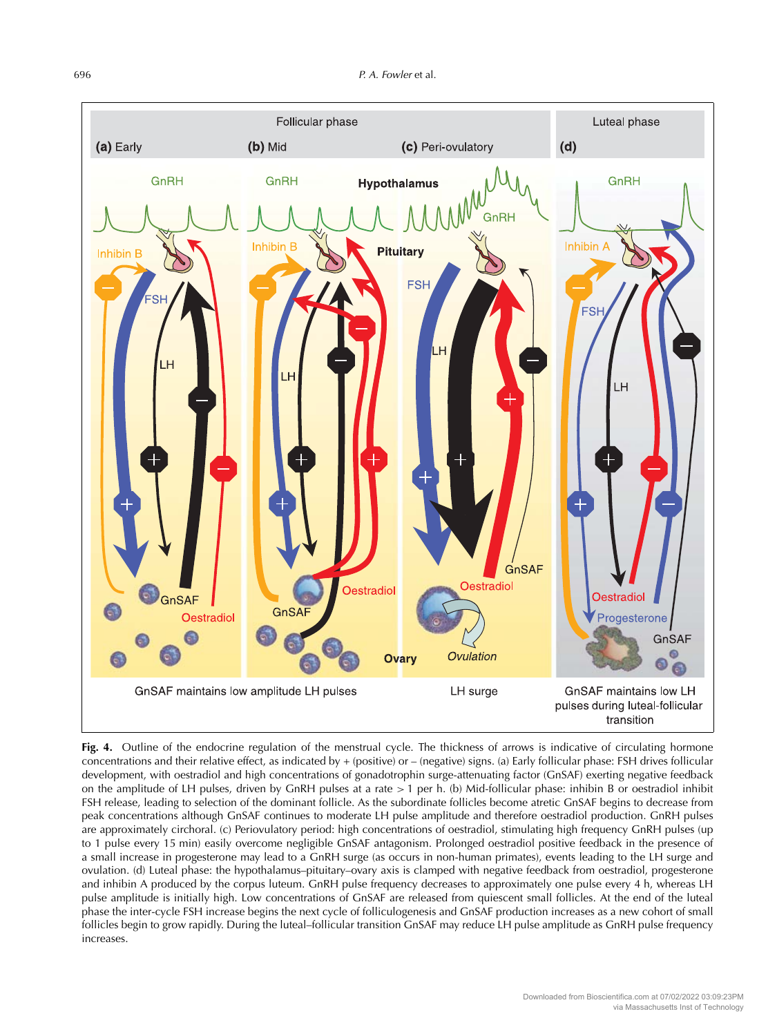**Fig. 4.** Outline of the endocrine regulation of the menstrual cycle. The thickness of arrows is indicative of circulating hormone concentrations and their relative effect, as indicated by + (positive) or – (negative) signs. (a) Early follicular phase: FSH drives follicular development, with oestradiol and high concentrations of gonadotrophin surge-attenuating factor (GnSAF) exerting negative feedback on the amplitude of LH pulses, driven by GnRH pulses at a rate > 1 per h. (b) Mid-follicular phase: inhibin B or oestradiol inhibit FSH release, leading to selection of the dominant follicle. As the subordinate follicles become atretic GnSAF begins to decrease from peak concentrations although GnSAF continues to moderate LH pulse amplitude and therefore oestradiol production. GnRH pulses are approximately circhoral. (c) Periovulatory period: high concentrations of oestradiol, stimulating high frequency GnRH pulses (up to 1 pulse every 15 min) easily overcome negligible GnSAF antagonism. Prolonged oestradiol positive feedback in the presence of a small increase in progesterone may lead to a GnRH surge (as occurs in non-human primates), events leading to the LH surge and ovulation. (d) Luteal phase: the hypothalamus–pituitary–ovary axis is clamped with negative feedback from oestradiol, progesterone and inhibin A produced by the corpus luteum. GnRH pulse frequency decreases to approximately one pulse every 4 h, whereas LH pulse amplitude is initially high. Low concentrations of GnSAF are released from quiescent small follicles. At the end of the luteal phase the inter-cycle FSH increase begins the next cycle of folliculogenesis and GnSAF production increases as a new cohort of small follicles begin to grow rapidly. During the luteal–follicular transition GnSAF may reduce LH pulse amplitude as GnRH pulse frequency increases.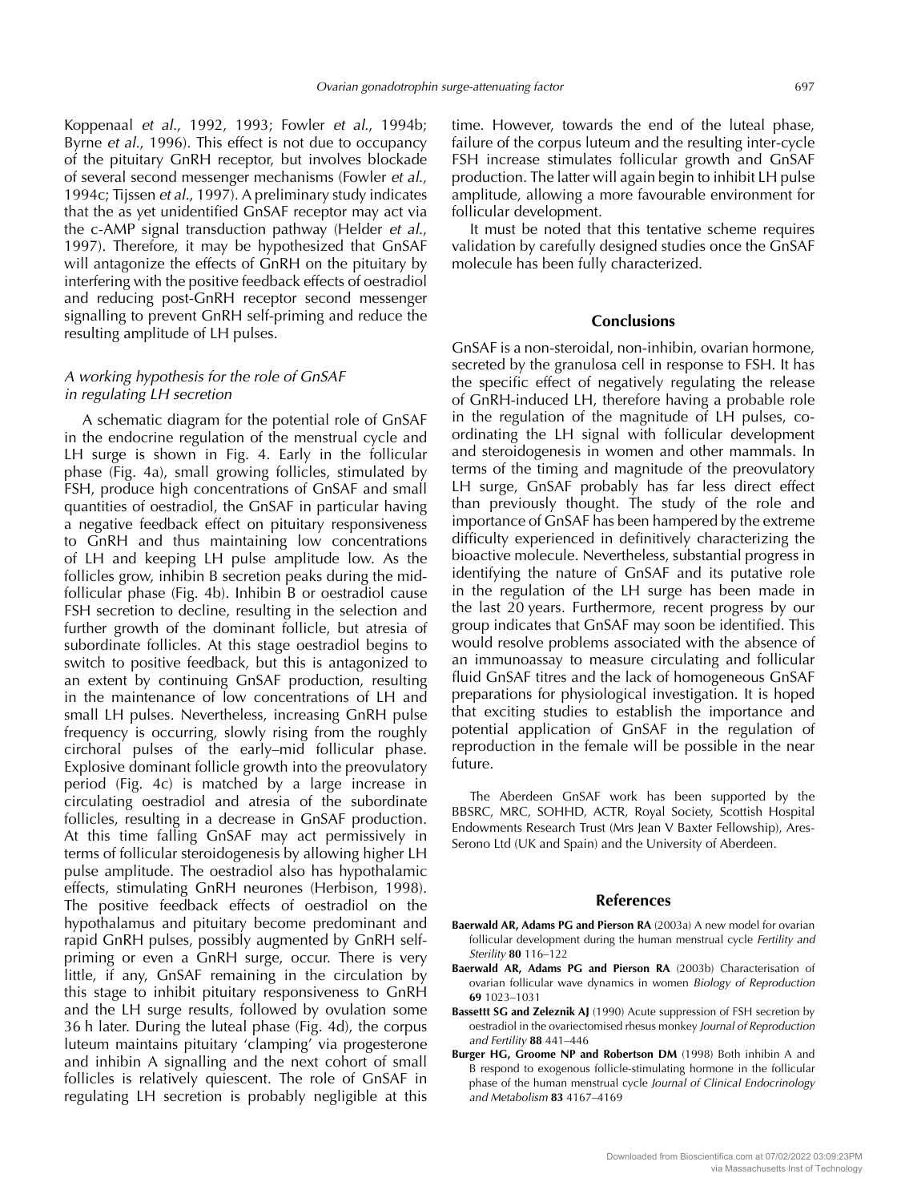Koppenaal *et al.*, 1992, 1993; Fowler *et al.*, 1994b; Byrne *et al.*, 1996). This effect is not due to occupancy of the pituitary GnRH receptor, but involves blockade of several second messenger mechanisms (Fowler *et al.*, 1994c; Tijssen *et al.*, 1997). A preliminary study indicates that the as yet unidentified GnSAF receptor may act via the c-AMP signal transduction pathway (Helder *et al.*, 1997). Therefore, it may be hypothesized that GnSAF will antagonize the effects of GnRH on the pituitary by interfering with the positive feedback effects of oestradiol and reducing post-GnRH receptor second messenger signalling to prevent GnRH self-priming and reduce the resulting amplitude of LH pulses.

### *A working hypothesis for the role of GnSAF in regulating LH secretion*

A schematic diagram for the potential role of GnSAF in the endocrine regulation of the menstrual cycle and LH surge is shown in Fig. 4. Early in the follicular phase (Fig. 4a), small growing follicles, stimulated by FSH, produce high concentrations of GnSAF and small quantities of oestradiol, the GnSAF in particular having a negative feedback effect on pituitary responsiveness to GnRH and thus maintaining low concentrations of LH and keeping LH pulse amplitude low. As the follicles grow, inhibin B secretion peaks during the mid-follicular phase (Fig. 4b). Inhibin B or oestradiol cause FSH secretion to decline, resulting in the selection and further growth of the dominant follicle, but atresia of subordinate follicles. At this stage oestradiol begins to switch to positive feedback, but this is antagonized to an extent by continuing GnSAF production, resulting in the maintenance of low concentrations of LH and small LH pulses. Nevertheless, increasing GnRH pulse frequency is occurring, slowly rising from the roughly circhoral pulses of the early–mid follicular phase. Explosive dominant follicle growth into the preovulatory period (Fig. 4c) is matched by a large increase in circulating oestradiol and atresia of the subordinate follicles, resulting in a decrease in GnSAF production. At this time falling GnSAF may act permissively in terms of follicular steroidogenesis by allowing higher LH pulse amplitude. The oestradiol also has hypothalamic effects, stimulating GnRH neurones (Herbison, 1998). The positive feedback effects of oestradiol on the hypothalamus and pituitary become predominant and rapid GnRH pulses, possibly augmented by GnRH self-priming or even a GnRH surge, occur. There is very little, if any, GnSAF remaining in the circulation by this stage to inhibit pituitary responsiveness to GnRH and the LH surge results, followed by ovulation some 36 h later. During the luteal phase (Fig. 4d), the corpus luteum maintains pituitary 'clamping' via progesterone and inhibin A signalling and the next cohort of small follicles is relatively quiescent. The role of GnSAF in regulating LH secretion is probably negligible at this time. However, towards the end of the luteal phase, failure of the corpus luteum and the resulting inter-cycle FSH increase stimulates follicular growth and GnSAF production. The latter will again begin to inhibit LH pulse amplitude, allowing a more favourable environment for follicular development.

It must be noted that this tentative scheme requires validation by carefully designed studies once the GnSAF molecule has been fully characterized.

## Conclusions

GnSAF is a non-steroidal, non-inhibin, ovarian hormone, secreted by the granulosa cell in response to FSH. It has the specific effect of negatively regulating the release of GnRH-induced LH, therefore having a probable role in the regulation of the magnitude of LH pulses, co-ordinating the LH signal with follicular development and steroidogenesis in women and other mammals. In terms of the timing and magnitude of the preovulatory LH surge, GnSAF probably has far less direct effect than previously thought. The study of the role and importance of GnSAF has been hampered by the extreme difficulty experienced in definitively characterizing the bioactive molecule. Nevertheless, substantial progress in identifying the nature of GnSAF and its putative role in the regulation of the LH surge has been made in the last 20 years. Furthermore, recent progress by our group indicates that GnSAF may soon be identified. This would resolve problems associated with the absence of an immunoassay to measure circulating and follicular fluid GnSAF titres and the lack of homogeneous GnSAF preparations for physiological investigation. It is hoped that exciting studies to establish the importance and potential application of GnSAF in the regulation of reproduction in the female will be possible in the near future.

The Aberdeen GnSAF work has been supported by the BBSRC, MRC, SOHHD, ACTR, Royal Society, Scottish Hospital Endowments Research Trust (Mrs Jean V Baxter Fellowship), Ares-Serono Ltd (UK and Spain) and the University of Aberdeen.

## References

**Baerwald AR, Adams PG and Pierson RA** (2003a) A new model for ovarian follicular development during the human menstrual cycle *Fertility and Sterility* **80** 116–122

**Baerwald AR, Adams PG and Pierson RA** (2003b) Characterisation of ovarian follicular wave dynamics in women *Biology of Reproduction* **69** 1023–1031

**Bassettt SG and Zeleznik AJ** (1990) Acute suppression of FSH secretion by oestradiol in the ovariectomised rhesus monkey *Journal of Reproduction and Fertility* **88** 441–446

**Burger HG, Groome NP and Robertson DM** (1998) Both inhibin A and B respond to exogenous follicle-stimulating hormone in the follicular phase of the human menstrual cycle *Journal of Clinical Endocrinology and Metabolism* **83** 4167–4169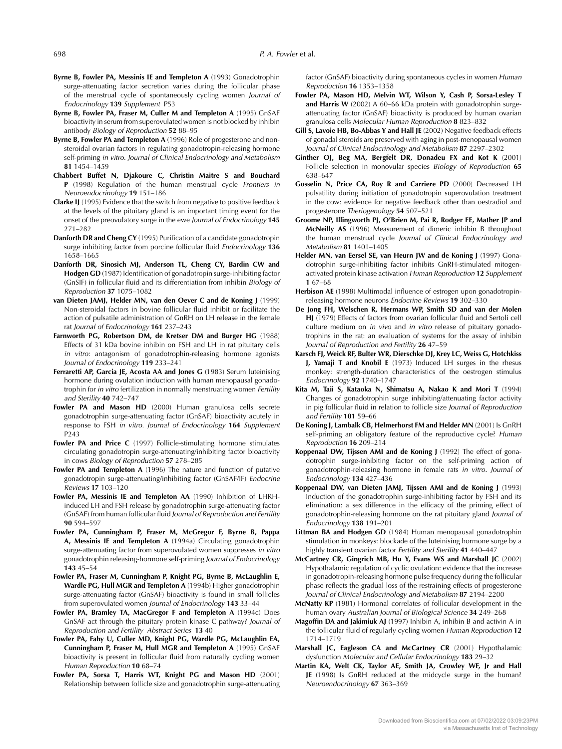**Byrne B, Fowler PA, Messinis IE and Templeton A** (1993) Gonadotrophin surge-attenuating factor secretion varies during the follicular phase of the menstrual cycle of spontaneously cycling women *Journal of Endocrinology* **139** *Supplement* P53

**Byrne B, Fowler PA, Fraser M, Culler M and Templeton A** (1995) GnSAF bioactivity in serum from superovulated women is not blocked by inhibin antibody *Biology of Reproduction* **52** 88–95

**Byrne B, Fowler PA and Templeton A** (1996) Role of progesterone and non-steroidal ovarian factors in regulating gonadotropin-releasing hormone self-priming *in vitro*. *Journal of Clinical Endocrinology and Metabolism* **81** 1454–1459

**Chabbert Buffet N, Djakoure C, Christin Maitre S and Bouchard P** (1998) Regulation of the human menstrual cycle *Frontiers in Neuroendocrinology* **19** 151–186

**Clarke IJ** (1995) Evidence that the switch from negative to positive feedback at the levels of the pituitary gland is an important timing event for the onset of the preovulatory surge in the ewe *Journal of Endocrinology* **145** 271–282

**Danforth DR and Cheng CY** (1995) Purification of a candidate gonadotropin surge inhibiting factor from porcine follicular fluid *Endocrinology* **136** 1658–1665

**Danforth DR, Sinosich MJ, Anderson TL, Cheng CY, Bardin CW and Hodgen GD** (1987) Identification of gonadotropin surge-inhibiting factor (GnSIF) in follicular fluid and its differentiation from inhibin *Biology of Reproduction* **37** 1075–1082

**van Dieten JAMJ, Helder MN, van den Oever C and de Koning J** (1999) Non-steroidal factors in bovine follicular fluid inhibit or facilitate the action of pulsatile administration of GnRH on LH release in the female rat *Journal of Endocrinology* **161** 237–243

**Farnworth PG, Robertson DM, de Kretser DM and Burger HG** (1988) Effects of 31 kDa bovine inhibin on FSH and LH in rat pituitary cells *in vitro*: antagonism of gonadotrophin-releasing hormone agonists *Journal of Endocrinology* **119** 233–241

**Ferraretti AP, Garcia JE, Acosta AA and Jones G** (1983) Serum luteinising hormone during ovulation induction with human menopausal gonadotrophin for *in vitro* fertilization in normally menstruating women *Fertility and Sterility* **40** 742–747

**Fowler PA and Mason HD** (2000) Human granulosa cells secrete gonadotrophin surge-attenuating factor (GnSAF) bioactivity acutely in response to FSH *in vitro*. *Journal of Endocrinology* **164** *Supplement* P243

**Fowler PA and Price C** (1997) Follicle-stimulating hormone stimulates circulating gonadotropin surge-attenuating/inhibiting factor bioactivity in cows *Biology of Reproduction* **57** 278–285

**Fowler PA and Templeton A** (1996) The nature and function of putative gonadotropin surge-attenuating/inhibiting factor (GnSAF/IF) *Endocrine Reviews* **17** 103–120

**Fowler PA, Messinis IE and Templeton AA** (1990) Inhibition of LHRH-induced LH and FSH release by gonadotrophin surge-attenuating factor (GnSAF) from human follicular fluid *Journal of Reproduction and Fertility* **90** 594–597

**Fowler PA, Cunningham P, Fraser M, McGregor F, Byrne B, Pappa A, Messinis IE and Templeton A** (1994a) Circulating gonadotrophin surge-attenuating factor from superovulated women suppresses *in vitro* gonadotrophin releasing-hormone self-priming *Journal of Endocrinology* **143** 45–54

**Fowler PA, Fraser M, Cunningham P, Knight PG, Byrne B, McLaughlin E, Wardle PG, Hull MGR and Templeton A** (1994b) Higher gonadotrophin surge-attenuating factor (GnSAF) bioactivity is found in small follicles from superovulated women *Journal of Endocrinology* **143** 33–44

**Fowler PA, Bramley TA, MacGregor F and Templeton A** (1994c) Does GnSAF act through the pituitary protein kinase C pathway? *Journal of Reproduction and Fertility Abstract Series* **13** 40

**Fowler PA, Fahy U, Culler MD, Knight PG, Wardle PG, McLaughlin EA, Cunningham P, Fraser M, Hull MGR and Templeton A** (1995) GnSAF bioactivity is present in follicular fluid from naturally cycling women *Human Reproduction* **10** 68–74

**Fowler PA, Sorsa T, Harris WT, Knight PG and Mason HD** (2001) Relationship between follicle size and gonadotrophin surge-attenuating factor (GnSAF) bioactivity during spontaneous cycles in women *Human Reproduction* **16** 1353–1358

**Fowler PA, Mason HD, Melvin WT, Wilson Y, Cash P, Sorsa-Lesley T and Harris W** (2002) A 60–66 kDa protein with gonadotrophin surge-attenuating factor (GnSAF) bioactivity is produced by human ovarian granulosa cells *Molecular Human Reproduction* **8** 823–832

**Gill S, Lavoie HB, Bo-Abbas Y and Hall JE** (2002) Negative feedback effects of gonadal steroids are preserved with aging in post-menopausal women *Journal of Clinical Endocrinology and Metabolism* **87** 2297–2302

**Ginther OJ, Beg MA, Bergfelt DR, Donadeu FX and Kot K** (2001) Follicle selection in monovular species *Biology of Reproduction* **65** 638–647

**Gosselin N, Price CA, Roy R and Carriere PD** (2000) Decreased LH pulsatility during initiation of gonadotropin superovulation treatment in the cow: evidence for negative feedback other than oestradiol and progesterone *Theriogenology* **54** 507–521

**Groome NP, Illingworth PJ, O'Brien M, Pai R, Rodger FE, Mather JP and McNeilly AS** (1996) Measurement of dimeric inhibin B throughout the human menstrual cycle *Journal of Clinical Endocrinology and Metabolism* **81** 1401–1405

**Helder MN, van Eersel SE, van Heurn JW and de Koning J** (1997) Gonadotrophin surge-inhibiting factor inhibits GnRH-stimulated mitogen-activated protein kinase activation *Human Reproduction* **12** *Supplement* **1** 67–68

**Herbison AE** (1998) Multimodal influence of estrogen upon gonadotropin-releasing hormone neurons *Endocrine Reviews* **19** 302–330

**De Jong FH, Welschen R, Hermans WP, Smith SD and van der Molen HJ** (1979) Effects of factors from ovarian follicular fluid and Sertoli cell culture medium on *in vivo* and *in vitro* release of pituitary gonadotrophins in the rat: an evaluation of systems for the assay of inhibin *Journal of Reproduction and Fertility* **26** 47–59

**Karsch FJ, Weick RF, Bulter WR, Dierschke DJ, Krey LC, Weiss G, Hotchkiss J, Yamaji T and Knobil E** (1973) Induced LH surges in the rhesus monkey: strength-duration characteristics of the oestrogen stimulus *Endocrinology* **92** 1740–1747

**Kita M, Taii S, Kataoka N, Shimatsu A, Nakao K and Mori T** (1994) Changes of gonadotrophin surge inhibiting/attenuating factor activity in pig follicular fluid in relation to follicle size *Journal of Reproduction and Fertility* **101** 59–66

**De Koning J, Lambalk CB, Helmerhorst FM and Helder MN** (2001) Is GnRH self-priming an obligatory feature of the reproductive cycle? *Human Reproduction* **16** 209–214

**Koppenaal DW, Tijssen AMI and de Koning J** (1992) The effect of gonadotrophin surge-inhibiting factor on the self-priming action of gonadotrophin-releasing hormone in female rats *in vitro*. *Journal of Endocrinology* **134** 427–436

**Koppenaal DW, van Dieten JAMJ, Tijssen AMI and de Koning J** (1993) Induction of the gonadotrophin surge-inhibiting factor by FSH and its elimination: a sex difference in the efficacy of the priming effect of gonadotrophin-releasing hormone on the rat pituitary gland *Journal of Endocrinology* **138** 191–201

**Littman BA and Hodgen GD** (1984) Human menopausal gonadotrophin stimulation in monkeys: blockade of the luteinising hormone surge by a highly transient ovarian factor *Fertility and Sterility* **41** 440–447

**McCartney CR, Gingrich MB, Hu Y, Evans WS and Marshall JC** (2002) Hypothalamic regulation of cyclic ovulation: evidence that the increase in gonadotropin-releasing hormone pulse frequency during the follicular phase reflects the gradual loss of the restraining effects of progesterone *Journal of Clinical Endocrinology and Metabolism* **87** 2194–2200

**McNatty KP** (1981) Hormonal correlates of follicular development in the human ovary *Australian Journal of Biological Science* **34** 249–268

**Magoffin DA and Jakimiuk AJ** (1997) Inhibin A, inhibin B and activin A in the follicular fluid of regularly cycling women *Human Reproduction* **12** 1714–1719

**Marshall JC, Eagleson CA and McCartney CR** (2001) Hypothalamic dysfunction *Molecular and Cellular Endocrinology* **183** 29–32

**Martin KA, Welt CK, Taylor AE, Smith JA, Crowley WF, Jr and Hall JE** (1998) Is GnRH reduced at the midcycle surge in the human? *Neuroendocrinology* **67** 363–369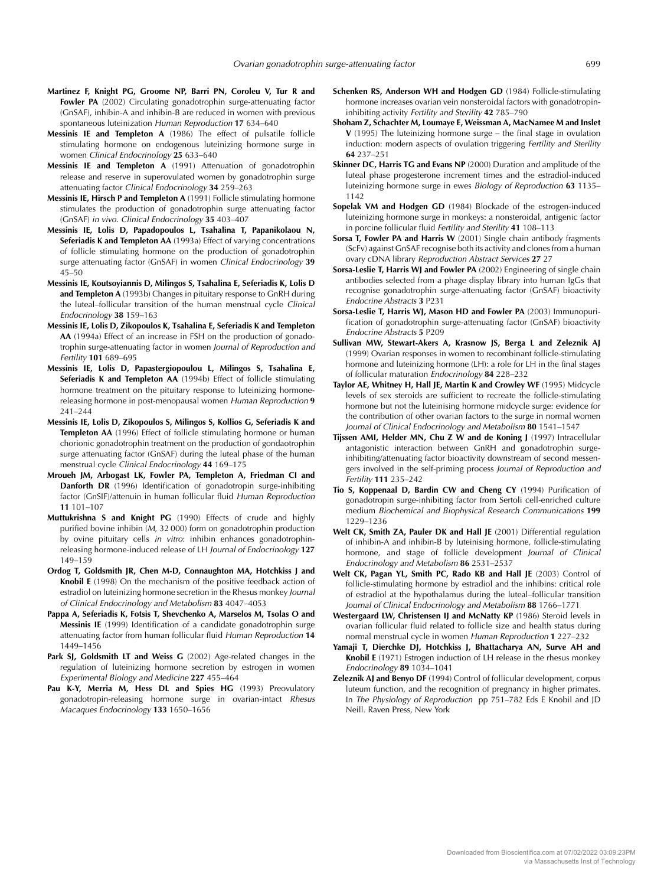**Martinez F, Knight PG, Groome NP, Barri PN, Coroleu V, Tur R and Fowler PA** (2002) Circulating gonadotrophin surge-attenuating factor (GnSAF), inhibin-A and inhibin-B are reduced in women with previous spontaneous luteinization *Human Reproduction* **17** 634–640

**Messinis IE and Templeton A** (1986) The effect of pulsatile follicle stimulating hormone on endogenous luteinizing hormone surge in women *Clinical Endocrinology* **25** 633–640

**Messinis IE and Templeton A** (1991) Attenuation of gonadotrophin release and reserve in superovulated women by gonadotrophin surge attenuating factor *Clinical Endocrinology* **34** 259–263

**Messinis IE, Hirsch P and Templeton A** (1991) Follicle stimulating hormone stimulates the production of gonadotrophin surge attenuating factor (GnSAF) *in vivo. Clinical Endocrinology* **35** 403–407

**Messinis IE, Lolis D, Papadopoulos L, Tsahalina T, Papanikolaou N, Seferiadis K and Templeton AA** (1993a) Effect of varying concentrations of follicle stimulating hormone on the production of gonadotrophin surge attenuating factor (GnSAF) in women *Clinical Endocrinology* **39** 45–50

**Messinis IE, Koutsoyiannis D, Milingos S, Tsahalina E, Seferiadis K, Lolis D and Templeton A** (1993b) Changes in pituitary response to GnRH during the luteal–follicular transition of the human menstrual cycle *Clinical Endocrinology* **38** 159–163

**Messinis IE, Lolis D, Zikopoulos K, Tsahalina E, Seferiadis K and Templeton AA** (1994a) Effect of an increase in FSH on the production of gonadotrophin surge-attenuating factor in women *Journal of Reproduction and Fertility* **101** 689–695

**Messinis IE, Lolis D, Papastergiopoulou L, Milingos S, Tsahalina E, Seferiadis K and Templeton AA** (1994b) Effect of follicle stimulating hormone treatment on the pituitary response to luteinizing hormone-releasing hormone in post-menopausal women *Human Reproduction* **9** 241–244

**Messinis IE, Lolis D, Zikopoulos S, Milingos S, Kollios G, Seferiadis K and Templeton AA** (1996) Effect of follicle stimulating hormone or human chorionic gonadotrophin treatment on the production of gondaotrophin surge attenuating factor (GnSAF) during the luteal phase of the human menstrual cycle *Clinical Endocrinology* **44** 169–175

**Mroueh JM, Arbogast LK, Fowler PA, Templeton A, Friedman CI and Danforth DR** (1996) Identification of gonadotropin surge-inhibiting factor (GnSIF)/attenuin in human follicular fluid *Human Reproduction* **11** 101–107

**Muttukrishna S and Knight PG** (1990) Effects of crude and highly purified bovine inhibin (*M*, 32 000) form on gonadotrophin production by ovine pituitary cells *in vitro*: inhibin enhances gonadotrophin-releasing hormone-induced release of LH *Journal of Endocrinology* **127** 149–159

**Ordog T, Goldsmith JR, Chen M-D, Connaughton MA, Hotchkiss J and Knobil E** (1998) On the mechanism of the positive feedback action of estradiol on luteinizing hormone secretion in the Rhesus monkey *Journal of Clinical Endocrinology and Metabolism* **83** 4047–4053

**Pappa A, Seferiadis K, Fotsis T, Shevchenko A, Marselos M, Tsolas O and Messinis IE** (1999) Identification of a candidate gonadotrophin surge attenuating factor from human follicular fluid *Human Reproduction* **14** 1449–1456

**Park SJ, Goldsmith LT and Weiss G** (2002) Age-related changes in the regulation of luteinizing hormone secretion by estrogen in women *Experimental Biology and Medicine* **227** 455–464

**Pau K-Y, Merria M, Hess DL and Spies HG** (1993) Preovulatory gonadotropin-releasing hormone surge in ovarian-intact *Rhesus Macaques Endocrinology* **133** 1650–1656

**Schenken RS, Anderson WH and Hodgen GD** (1984) Follicle-stimulating hormone increases ovarian vein nonsteroidal factors with gonadotropin-inhibiting activity *Fertility and Sterility* **42** 785–790

**Shoham Z, Schachter M, Loumaye E, Weissman A, MacNamee M and Inslet V** (1995) The luteinizing hormone surge – the final stage in ovulation induction: modern aspects of ovulation triggering *Fertility and Sterility* **64** 237–251

**Skinner DC, Harris TG and Evans NP** (2000) Duration and amplitude of the luteal phase progesterone increment times and the estradiol-induced luteinizing hormone surge in ewes *Biology of Reproduction* **63** 1135–1142

**Sopelak VM and Hodgen GD** (1984) Blockade of the estrogen-induced luteinizing hormone surge in monkeys: a nonsteroidal, antigenic factor in porcine follicular fluid *Fertility and Sterility* **41** 108–113

**Sorsa T, Fowler PA and Harris W** (2001) Single chain antibody fragments (ScFv) against GnSAF recognise both its activity and clones from a human ovary cDNA library *Reproduction Abstract Services* **27** 27

**Sorsa-Leslie T, Harris WJ and Fowler PA** (2002) Engineering of single chain antibodies selected from a phage display library into human IgGs that recognise gonadotrophin surge-attenuating factor (GnSAF) bioactivity *Endocrine Abstracts* **3** P231

**Sorsa-Leslie T, Harris WJ, Mason HD and Fowler PA** (2003) Immunopurification of gonadotrophin surge-attenuating factor (GnSAF) bioactivity *Endocrine Abstracts* **5** P209

**Sullivan MW, Stewart-Akers A, Krasnow JS, Berga L and Zeleznik AJ** (1999) Ovarian responses in women to recombinant follicle-stimulating hormone and luteinizing hormone (LH): a role for LH in the final stages of follicular maturation *Endocrinology* **84** 228–232

**Taylor AE, Whitney H, Hall JE, Martin K and Crowley WF** (1995) Midcycle levels of sex steroids are sufficient to recreate the follicle-stimulating hormone but not the luteinising hormone midcycle surge: evidence for the contribution of other ovarian factors to the surge in normal women *Journal of Clinical Endocrinology and Metabolism* **80** 1541–1547

**Tijssen AMI, Helder MN, Chu Z W and de Koning J** (1997) Intracellular antagonistic interaction between GnRH and gonadotrophin surge-inhibiting/attenuating factor bioactivity downstream of second messengers involved in the self-priming process *Journal of Reproduction and Fertility* **111** 235–242

**Tio S, Koppenaal D, Bardin CW and Cheng CY** (1994) Purification of gonadotropin surge-inhibiting factor from Sertoli cell-enriched culture medium *Biochemical and Biophysical Research Communications* **199** 1229–1236

**Welt CK, Smith ZA, Pauler DK and Hall JE** (2001) Differential regulation of inhibin-A and inhibin-B by luteinising hormone, follicle-stimulating hormone, and stage of follicle development *Journal of Clinical Endocrinology and Metabolism* **86** 2531–2537

**Welt CK, Pagan YL, Smith PC, Rado KB and Hall JE** (2003) Control of follicle-stimulating hormone by estradiol and the inhibins: critical role of estradiol at the hypothalamus during the luteal–follicular transition *Journal of Clinical Endocrinology and Metabolism* **88** 1766–1771

**Westergaard LW, Christensen IJ and McNatty KP** (1986) Steroid levels in ovarian follicular fluid related to follicle size and health status during normal menstrual cycle in women *Human Reproduction* **1** 227–232

**Yamaji T, Dierchke DJ, Hotchkiss J, Bhattacharya AN, Surve AH and Knobil E** (1971) Estrogen induction of LH release in the rhesus monkey *Endocrinology* **89** 1034–1041

**Zeleznik AJ and Benyo DF** (1994) Control of follicular development, corpus luteum function, and the recognition of pregnancy in higher primates. In *The Physiology of Reproduction* pp 751–782 Eds E Knobil and JD Neill. Raven Press, New York